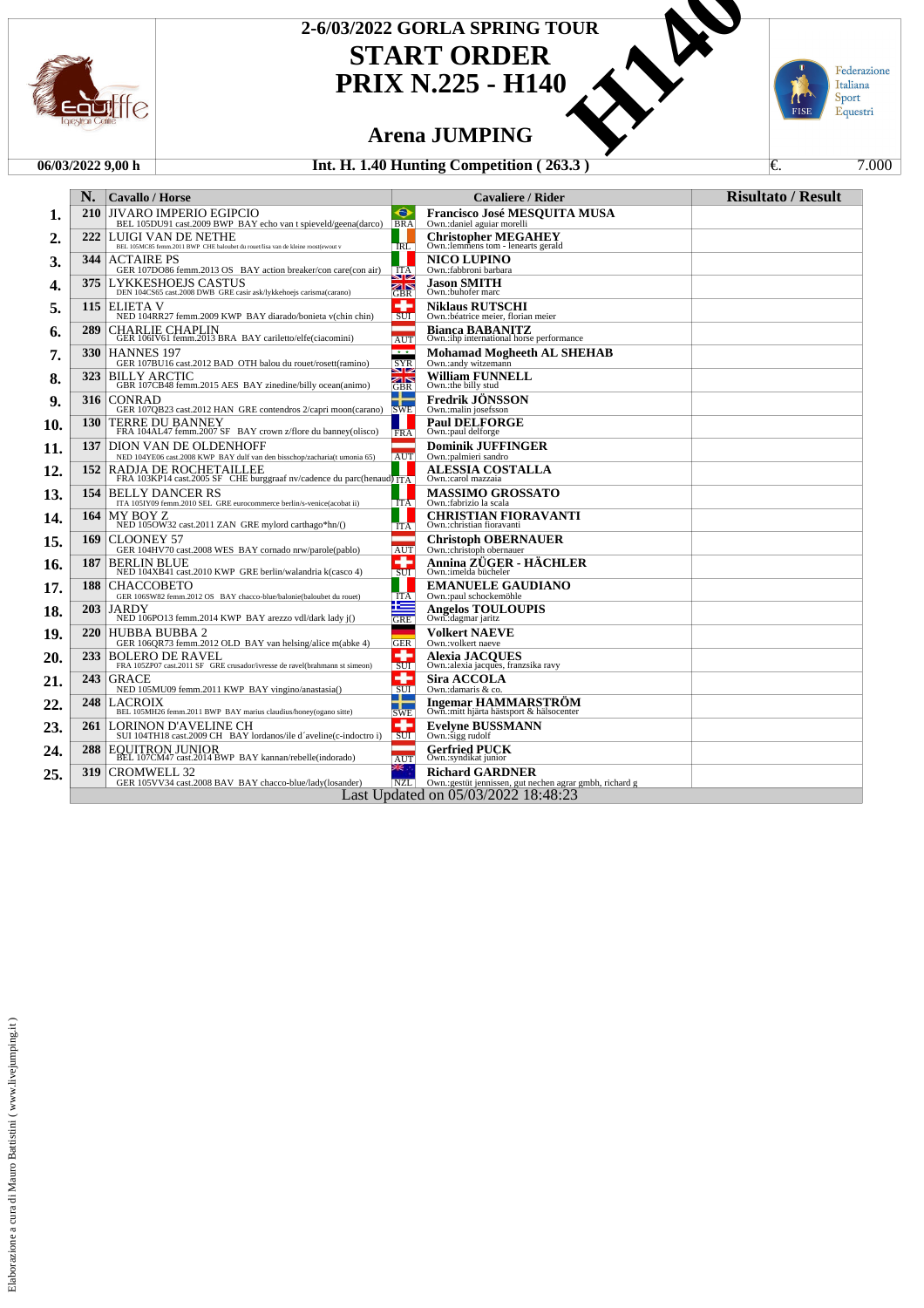# 2-6/03/2022 GORLA SPRING TOUR

## START ORDER

## PRIX N.225 - H140

### Arena JUMPING

**06/03/2022 9,00 h** | **Int. H. 1.40 Hunting Competition ( 263.3 )** | €. 7.000

| | N. | Cavallo / Horse | | Cavaliere / Rider | Risultato / Result |
|---|---|---|---|---|---|
| 1. | 210 | JIVARO IMPERIO EGIPCIO<br>BEL 105DU91 cast.2009 BWP BAY echo van t spieveld/geena(darco) | BRA | **Francisco José MESQUITA MUSA**<br>Own.:daniel aguiar morelli | |
| 2. | 222 | LUIGI VAN DE NETHE<br>BEL 105MC85 femm.2011 BWP CHE baloubet du rouet/lisa van de kleine roost(ewout v | IRL | **Christopher MEGAHEY**<br>Own.:lemmens tom - lenearts gerald | |
| 3. | 344 | ACTAIRE PS<br>GER 107DO86 femm.2013 OS BAY action breaker/con care(con air) | ITA | **NICO LUPINO**<br>Own.:fabbroni barbara | |
| 4. | 375 | LYKKESHOEJS CASTUS<br>DEN 104CS65 cast.2008 DWB GRE casir ask/lykkehoejs carisma(carano) | GBR | **Jason SMITH**<br>Own.:buhofer marc | |
| 5. | 115 | ELIETA V<br>NED 104RR27 femm.2009 KWP BAY diarado/bonieta v(chin chin) | SUI | **Niklaus RUTSCHI**<br>Own.:béatrice meier, florian meier | |
| 6. | 289 | CHARLIE CHAPLIN<br>GER 106IV61 femm.2013 BRA BAY cariletto/elfe(ciacomini) | AUT | **Bianca BABANITZ**<br>Own.:ihp international horse performance | |
| 7. | 330 | HANNES 197<br>GER 107BU16 cast.2012 BAD OTH balou du rouet/rosett(ramino) | SYR | **Mohamad Mogheeth AL SHEHAB**<br>Own.:andy witzemann | |
| 8. | 323 | BILLY ARCTIC<br>GBR 107CB48 femm.2015 AES BAY zinedine/billy ocean(animo) | GBR | **William FUNNELL**<br>Own.:the billy stud | |
| 9. | 316 | CONRAD<br>GER 107QB23 cast.2012 HAN GRE contendros 2/capri moon(carano) | SWE | **Fredrik JÖNSSON**<br>Own.:malin josefsson | |
| 10. | 130 | TERRE DU BANNEY<br>FRA 104AL47 femm.2007 SF BAY crown z/flore du banney(olisco) | FRA | **Paul DELFORGE**<br>Own.:paul delforge | |
| 11. | 137 | DION VAN DE OLDENHOFF<br>NED 104YE06 cast.2008 KWP BAY dulf van den bisschop/zacharia(t umonia 65) | AUT | **Dominik JUFFINGER**<br>Own.:palmieri sandro | |
| 12. | 152 | RADJA DE ROCHETAILLEE<br>FRA 103KP14 cast.2005 SF CHE burggraaf nv/cadence du parc(henaud) | ITA | **ALESSIA COSTALLA**<br>Own.:carol mazzaia | |
| 13. | 154 | BELLY DANCER RS<br>ITA 105IY09 femm.2010 SEL GRE eurocommerce berlin/s-venice(acobat ii) | ITA | **MASSIMO GROSSATO**<br>Own.:fabrizio la scala | |
| 14. | 164 | MY BOY Z<br>NED 105OW32 cast.2011 ZAN GRE mylord carthago*hn/() | ITA | **CHRISTIAN FIORAVANTI**<br>Own.:christian fioravanti | |
| 15. | 169 | CLOONEY 57<br>GER 104HV70 cast.2008 WES BAY cornado nrw/parole(pablo) | AUT | **Christoph OBERNAUER**<br>Own.:christoph obernauer | |
| 16. | 187 | BERLIN BLUE<br>NED 104XB41 cast.2010 KWP GRE berlin/walandria k(casco 4) | SUI | **Annina ZÜGER - HÄCHLER**<br>Own.:imelda bücheler | |
| 17. | 188 | CHACCOBETO<br>GER 106SW82 femm.2012 OS BAY chacco-blue/balonie(baloubet du rouet) | ITA | **EMANUELE GAUDIANO**<br>Own.:paul schockemöhle | |
| 18. | 203 | JARDY<br>NED 106PO13 femm.2014 KWP BAY arezzo vdl/dark lady j() | GRE | **Angelos TOULOUPIS**<br>Own.:dagmar jaritz | |
| 19. | 220 | HUBBA BUBBA 2<br>GER 106QR73 femm.2012 OLD BAY van helsing/alice m(abke 4) | GER | **Volkert NAEVE**<br>Own.:volkert naeve | |
| 20. | 233 | BOLERO DE RAVEL<br>FRA 105ZP07 cast.2011 SF GRE crusador/ivresse de ravel(brahmann st simeon) | SUI | **Alexia JACQUES**<br>Own.:alexia jacques, franzsika ravy | |
| 21. | 243 | GRACE<br>NED 105MU09 femm.2011 KWP BAY vingino/anastasia() | SUI | **Sira ACCOLA**<br>Own.:damaris & co. | |
| 22. | 248 | LACROIX<br>BEL 105MH26 femm.2011 BWP BAY marius claudius/honey(ogano sitte) | SWE | **Ingemar HAMMARSTRÖM**<br>Own.:mitt hjärta hästsport & hälsocenter | |
| 23. | 261 | LORINON D'AVELINE CH<br>SUI 104TH18 cast.2009 CH BAY lordanos/ile d´aveline(c-indoctro i) | SUI | **Evelyne BUSSMANN**<br>Own.:sigg rudolf | |
| 24. | 288 | EQUITRON JUNIOR<br>BEL 107CM47 cast.2014 BWP BAY kannan/rebelle(indorado) | AUT | **Gerfried PUCK**<br>Own.:syndikat junior | |
| 25. | 319 | CROMWELL 32<br>GER 105VV34 cast.2008 BAV BAY chacco-blue/lady(losander) | NZL | **Richard GARDNER**<br>Own.:gestüt jennissen, gut nechen agrar gmbh, richard g | |

Last Updated on 05/03/2022 18:48:23

Elaborazione a cura di Mauro Battistini ( www.livejumping.it )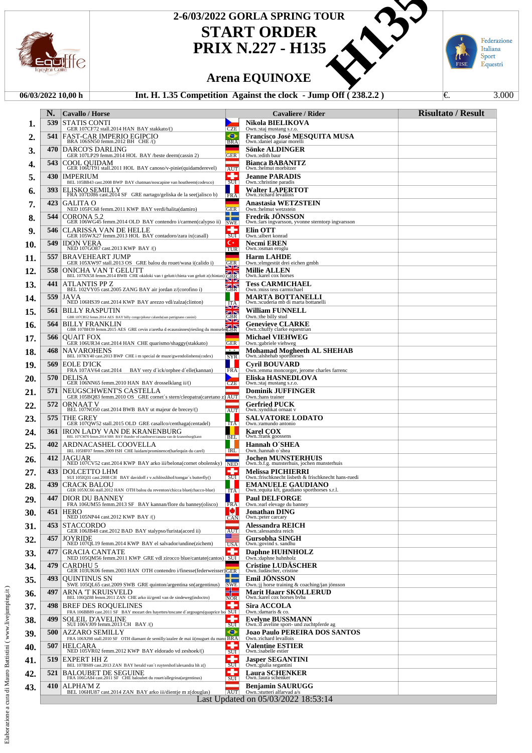# 2-6/03/2022 GORLA SPRING TOUR

## START ORDER

## PRIX N.227 - H135

## Arena EQUINOXE

**06/03/2022 10,00 h** — **Int. H. 1.35 Competition Against the clock - Jump Off ( 238.2.2 )** — €. 3.000

| | N. | Cavallo / Horse | | Cavaliere / Rider | Risultato / Result |
|---|---|---|---|---|---|
| 1. | 539 | STATIS CONTI<br>GER 107CF72 stall.2014 HAN BAY stakkato/() | CZE | Nikola BIELIKOVA<br>Own.:staj mustang s.r.o. | |
| 2. | 541 | FAST-CAR IMPERIO EGIPCIO<br>BRA 106SN50 femm.2012 BH CHE /() | BRA | Francisco José MESQUITA MUSA<br>Own.:daniel aguiar morelli | |
| 3. | 470 | DARCO'S DARLING<br>GER 107LP29 femm.2014 HOL BAY /beste deern(cassin 2) | GER | Sönke ALDINGER<br>Own.:edith baur | |
| 4. | 543 | COOL QUIDAM<br>GER 106UT91 stall.2011 HOL BAY canoso/v-pinie(quidamderevel) | AUT | Bianca BABANITZ<br>Own.:helmut morbitzer | |
| 5. | 430 | IMPERIUM<br>BEL 105BB43 cast.2008 BWP BAY chatman/noscapine van houtheem(codexco) | SUI | Jeanne PARADIS<br>Own.:christine paradis | |
| 6. | 393 | ELISKO SEMILLY<br>FRA 107DJ86 cast.2014 SF GRE nartago/geliska de la see(jalisco b) | FRA | Walter LAPERTOT<br>Own.:richard levallois | |
| 7. | 423 | GALITA O<br>NED 105FC68 femm.2011 KWP BAY verdi/halita(damiro) | GER | Anastasia WETZSTEIN<br>Own.:helmut wetzstein | |
| 8. | 544 | CORONA 5.2<br>GER 106WG45 femm.2014 OLD BAY contendro i/carmen(calypso ii) | SWE | Fredrik JÖNSSON<br>Own.:lars ingvarsson, yvonne sterntorp ingvarsson | |
| 9. | 546 | CLARISSA VAN DE HELLE<br>GER 105WX27 femm.2013 HOL BAY contadoro/zara ix(casall) | SUI | Elin OTT<br>Own.:albert konrad | |
| 10. | 549 | IDON VERA<br>NED 107GO87 cast.2013 KWP BAY /() | TUR | Necmi EREN<br>Own.:osman eroglu | |
| 11. | 557 | BRAVEHEART JUMP<br>GER 105XW97 stall.2013 OS GRE balou du rouet/wasa i(calido i) | GER | Harm LAHDE<br>Own.:elmgestüt drei eichen gmbh | |
| 12. | 558 | ONICHA VAN T GELUTT<br>BEL 107NX58 femm.2014 BWB CHE okidoki van t gelutt/chinta van gelutt z(chintan) | GBR | Millie ALLEN<br>Own.:karel cox horses | |
| 13. | 441 | ATLANTIS PP Z<br>BEL 102VY05 cast.2005 ZANG BAY air jordan z/(corofino i) | GBR | Tess CARMICHAEL<br>Own.:miss tess carmichael | |
| 14. | 559 | JAVA<br>NED 106HS39 cast.2014 KWP BAY arezzo vdl/zalza(clinton) | ITA | MARTA BOTTANELLI<br>Own.:scuderia mb di marta bottanelli | |
| 15. | 561 | BILLY RASPUTIN<br>GBR 107CB52 femm.2014 AES BAY billy congo/pikeur calanda(san patrignano cassini) | GBR | William FUNNELL<br>Own.:the billy stud | |
| 16. | 564 | BILLY FRANKLIN<br>GBR 107BH39 femm.2015 AES GRE cevin z/aretha d ecaussinnes(riesling du monsel) | GBR | Genevieve CLARKE<br>Own.:chuffy clarke equestrian | |
| 17. | 566 | QUAIT FOX<br>GER 106UR34 cast.2014 HAN CHE quarismo/shaggy(stakkato) | GER | Michael VIEHWEG<br>Own.:gabriele viehweg | |
| 18. | 468 | NAVAROHENS<br>BEL 107KY40 cast.2013 BWP CHE i m special de muze/gwendolinhens(codex) | SYR | Mohamad Mogheeth AL SHEHAB<br>Own.:alshehab sporthorses | |
| 19. | 569 | EOLE D'ICK<br>FRA 107AV64 cast.2014 BAY very d'ick/orphee d'elle(kannan) | FRA | Cyril BOUVARD<br>Own.:emma moncorger, jerome charles farrenc | |
| 20. | 570 | DELISA<br>GER 106NN65 femm.2010 HAN BAY drosselklang ii/() | CZE | Eliska HASNEDLOVA<br>Own.:staj mustang s.r.o. | |
| 21. | 571 | NEUGSCHWENT'S CASTELLA<br>GER 105BQ83 femm.2010 OS GRE cornet's stern/cleopatra(caretano z) | AUT | Dominik JUFFINGER<br>Own.:hans trainer | |
| 22. | 572 | ORNAAT V<br>BEL 107NO50 cast.2014 BWB BAY ut majeur de brecey/() | AUT | Gerfried PUCK<br>Own.:syndikat ornaat v | |
| 23. | 575 | THE GREY<br>GER 107QW52 stall.2015 OLD GRE casallco/centhaga(centadel) | ITA | SALVATORE LODATO<br>Own.:ramundo antonio | |
| 24. | 361 | IRON LADY VAN DE KRANENBURG<br>BEL 107CM70 femm.2014 SBS BAY thunder vd zuuthoeve/canana van de kranenburg(kann | BEL | Karel COX<br>Own.:frank goossens | |
| 25. | 402 | ARDNACASHEL COOVELLA<br>IRL 105HF07 femm.2009 ISH CHE luidam/prominence(harlequin du carel) | IRL | Hannah O´SHEA<br>Own.:hannah o´shea | |
| 26. | 412 | JAGUAR<br>NED 107CV52 cast.2014 KWP BAY arko iii/belona(cornet obolensky) | NED | Jochen MUNSTERHUIS<br>Own.:b.f.g. munsterhuis, jochen munsterhuis | |
| 27. | 433 | DOLCETTO LHM<br>SUI 105IQ31 cast.2008 CH BAY davidoff r v.schlösslihof/tomgar's butterfly() | SUI | Melissa PICHIERRI<br>Own.:frischknecht lisbeth & frischknecht hans-ruedi | |
| 28. | 439 | CRACK BALOU<br>GER 105XC66 stall.2012 HAN OTH balou du reventon/chicca blue(chacco-blue) | ITA | EMANUELE GAUDIANO<br>Own.:equita kft, gaudiano sporthorses s.r.l. | |
| 29. | 447 | DIOR DU BANNEY<br>FRA 106UM55 femm.2013 SF BAY kannan/flore du banney(olisco) | FRA | Paul DELFORGE<br>Own.:earl elevage du banney | |
| 30. | 451 | HERO<br>NED 105NP44 cast.2012 KWP BAY /() | CAN | Jonathan DING<br>Own.:peter carcary | |
| 31. | 453 | STACCORDO<br>GER 106JB48 cast.2012 BAD BAY stalypso/furista(acord ii) | AUT | Alessandra REICH<br>Own.:alessandra reich | |
| 32. | 457 | JOYRIDE<br>NED 107QL19 femm.2014 KWP BAY el salvador/undine(zichem) | USA | Gursobha SINGH<br>Own.:govind s. sandhu | |
| 33. | 477 | GRACIA CANTATE<br>NED 105QM56 femm.2011 KWP GRE vdl zirocco blue/cantate(cantos) | SUI | Daphne HUHNHOLZ<br>Own.:daphne huhnholz | |
| 34. | 479 | CARDHU 5<br>GER 103UK06 femm.2003 HAN OTH contendro i/finesse(federweisser) | GER | Cristine LUDÄSCHER<br>Own.:ludascher, cristine | |
| 35. | 493 | QUINTINUS SN<br>SWE 105QL65 cast.2009 SWB GRE quinton/argentina sn(argentinus) | SWE | Emil JÖNSSON<br>Own.:jj horse training & coaching/jan jönsson | |
| 36. | 497 | ARNA 'T KRUISVELD<br>BEL 106QZ88 femm.2011 ZAN CHE arko iii/gentl van de sindeweg(indoctro) | NOR | Marit Haarr SKOLLERUD<br>Own.:karel cox horses bvba | |
| 37. | 498 | BREF DES ROQUELINES<br>FRA 106BB89 cast.2011 SF BAY mozart des hayettes/toscane d'argouges(quaprice bo | SUI | Sira ACCOLA<br>Own.:damaris & co. | |
| 38. | 499 | SOLEIL D'AVELINE<br>SUI 106VJ09 femm.2013 CH BAY /() | SUI | Evelyne BUSSMANN<br>Own.:d'aveline sport- und zuchtpferde ag | |
| 39. | 500 | AZZARO SEMILLY<br>FRA 106XJ98 stall.2010 SF OTH diamant de semilly/azalee de mai ii(muguet du mano | BRA | Joao Paulo PEREIRA DOS SANTOS<br>Own.:richard levallois | |
| 40. | 507 | HELCARA<br>NED 105VR02 femm.2012 KWP BAY eldorado vd zeshoek/() | SUI | Valentine ESTIER<br>Own.:isabelle estier | |
| 41. | 519 | EXPERT HH Z<br>BEL 107BS89 cast.2013 ZAN BAY herald van't ruytershof/alexandra hh z() | SUI | Jasper SEGANTINI<br>Own.:giulia segantini | |
| 42. | 521 | BALOUBET DE SEGUINE<br>FRA 106GA84 cast.2011 SF CHE baloubet du rouet/allegrina(argentinus) | SUI | Laura SCHENKER<br>Own.:laura schenker | |
| 43. | 410 | ALPHA'M Z<br>BEL 106HU87 cast.2014 ZAN BAY arko iii/dientje m z(douglas) | AUT | Benjamin SAURUGG<br>Own.:stutteri alfarvad a/s | |

Last Updated on 05/03/2022 18:53:14

Elaborazione a cura di Mauro Battistini ( www.livejumping.it )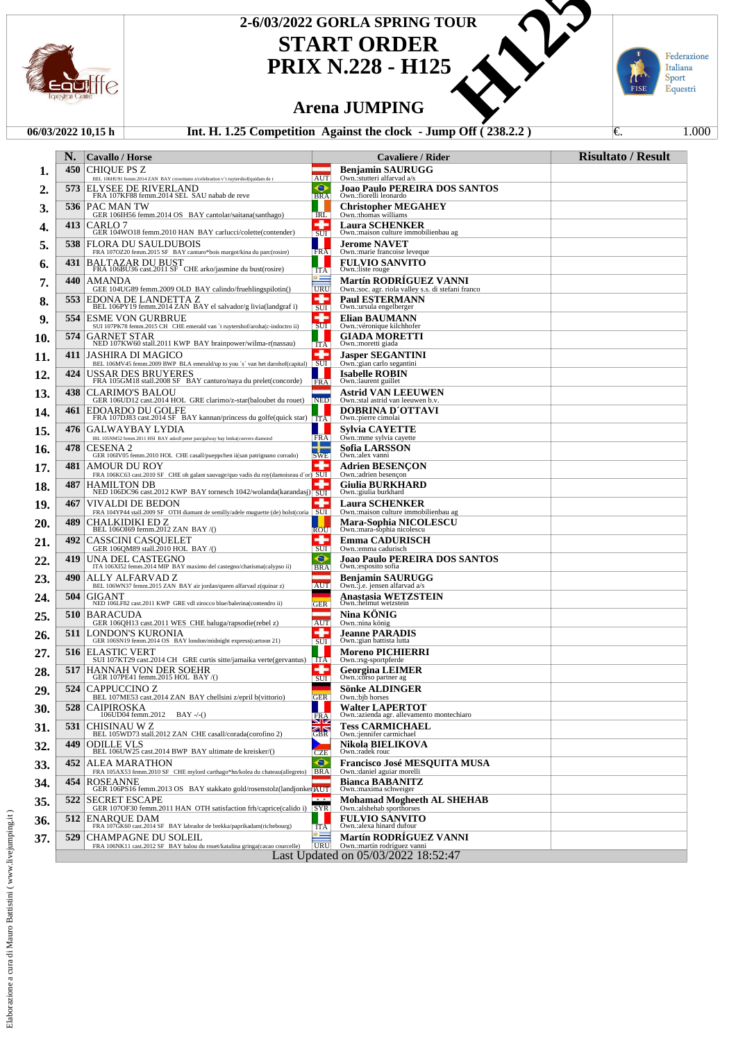# 2-6/03/2022 GORLA SPRING TOUR

## START ORDER

## PRIX N.228 - H125

## Arena JUMPING

**06/03/2022 10,15 h** | **Int. H. 1.25 Competition Against the clock - Jump Off ( 238.2.2 )** | €. 1.000

| | N. | Cavallo / Horse | | Cavaliere / Rider | Risultato / Result |
|---|---|---|---|---|---|
| 1. | 450 | CHIQUE PS Z<br>BEL 106HU91 femm.2014 ZAN BAY crowntano z/celebration v't ruytershof(quidam de r | AUT | Benjamin SAURUGG<br>Own.:stutteri alfarvad a/s | |
| 2. | 573 | ELYSEE DE RIVERLAND<br>FRA 107KF88 femm.2014 SEL SAU nabab de reve | BRA | Joao Paulo PEREIRA DOS SANTOS<br>Own.:fiorelli leonardo | |
| 3. | 536 | PAC MAN TW<br>GER 106IH56 femm.2014 OS BAY cantolar/saitana(santhago) | IRL | Christopher MEGAHEY<br>Own.:thomas williams | |
| 4. | 413 | CARLO 7<br>GER 104WO18 femm.2010 HAN BAY carlucci/colette(contender) | SUI | Laura SCHENKER<br>Own.:maison culture immobilienbau ag | |
| 5. | 538 | FLORA DU SAULDUBOIS<br>FRA 107OZ20 femm.2015 SF BAY canturo*bois margot/kina du parc(rosire) | FRA | Jerome NAVET<br>Own.:marie francoise leveque | |
| 6. | 431 | BALTAZAR DU BUST<br>FRA 106BU36 cast.2011 SF CHE arko/jasmine du bust(rosire) | ITA | FULVIO SANVITO<br>Own.:liste rouge | |
| 7. | 440 | AMANDA<br>GEE 104UG89 femm.2009 OLD BAY calindo/fruehlingspilotin() | URU | Martín RODRÍGUEZ VANNI<br>Own.:soc. agr. riola valley s.s. di stefani franco | |
| 8. | 553 | EDONA DE LANDETTA Z<br>BEL 106PY19 femm.2014 ZAN BAY el salvador/g livia(landgraf i) | SUI | Paul ESTERMANN<br>Own.:ursula engelberger | |
| 9. | 554 | ESME VON GURBRUE<br>SUI 107PK78 femm.2015 CH CHE emerald van 't ruytershof/aroha(c-indoctro ii) | SUI | Elian BAUMANN<br>Own.:véronique kilchhofer | |
| 10. | 574 | GARNET STAR<br>NED 107KW60 stall.2011 KWP BAY brainpower/wilma-r(nassau) | ITA | GIADA MORETTI<br>Own.:moretti giada | |
| 11. | 411 | JASHIRA DI MAGICO<br>BEL 106MV45 femm.2009 BWP BLA emerald/up to you 's' van het darohof(capital) | SUI | Jasper SEGANTINI<br>Own.:gian carlo segantini | |
| 12. | 424 | USSAR DES BRUYERES<br>FRA 105GM18 stall.2008 SF BAY canturo/naya du prelet(concorde) | FRA | Isabelle ROBIN<br>Own.:laurent guillet | |
| 13. | 438 | CLARIMO'S BALOU<br>GER 106UD12 cast.2014 HOL GRE clarimo/z-star(baloubet du rouet) | NED | Astrid VAN LEEUWEN<br>Own.:stal astrid van leeuwen b.v. | |
| 14. | 461 | EDOARDO DU GOLFE<br>FRA 107DJ83 cast.2014 SF BAY kannan/princess du golfe(quick star) | ITA | DOBRINA D´OTTAVI<br>Own.:pierre cimolai | |
| 15. | 476 | GALWAYBAY LYDIA<br>IRL 105NM52 femm.2011 HSI BAY askoll peter pan/galway bay lenka(coevers diamond | FRA | Sylvia CAYETTE<br>Own.:mme sylvia cayette | |
| 16. | 478 | CESENA 2<br>GER 106IV05 femm.2010 HOL CHE casall/pueppchen ii(san patrignano corrado) | SWE | Sofia LARSSON<br>Own.:alex vanni | |
| 17. | 481 | AMOUR DU ROY<br>FRA 106KC63 cast.2010 SF CHE oh galant sauvage/quo vadis du roy(damoiseau d'or) | SUI | Adrien BESENÇON<br>Own.:adrien besençon | |
| 18. | 487 | HAMILTON DB<br>NED 106DC96 cast.2012 KWP BAY tornesch 1042/wolanda(karandasj) | SUI | Giulia BURKHARD<br>Own.:giulia burkhard | |
| 19. | 467 | VIVALDI DE BEDON<br>FRA 104YP44 stall.2009 SF OTH diamant de semilly/adele muguette (de) holst(coria | SUI | Laura SCHENKER<br>Own.:maison culture immobilienbau ag | |
| 20. | 489 | CHALKIDIKI ED Z<br>BEL 106OI69 femm.2012 ZAN BAY /() | ROU | Mara-Sophia NICOLESCU<br>Own.:mara-sophia nicolescu | |
| 21. | 492 | CASSCINI CASQUELET<br>GER 106QM89 stall.2010 HOL BAY /() | SUI | Emma CADURISCH<br>Own.:emma cadurisch | |
| 22. | 419 | UNA DEL CASTEGNO<br>ITA 106XI52 femm.2014 MIP BAY maximo del castegno/charisma(calypso ii) | BRA | Joao Paulo PEREIRA DOS SANTOS<br>Own.:esposito sofia | |
| 23. | 490 | ALLY ALFARVAD Z<br>BEL 106WN37 femm.2015 ZAN BAY air jordan/queen alfarvad z(quinar z) | AUT | Benjamin SAURUGG<br>Own.:j.e. jensen alfarvad a/s | |
| 24. | 504 | GIGANT<br>NED 106LF82 cast.2011 KWP GRE vdl zirocco blue/balerina(contendro ii) | GER | Anastasia WETZSTEIN<br>Own.:helmut wetzstein | |
| 25. | 510 | BARACUDA<br>GER 106QH13 cast.2011 WES CHE baluga/rapsodie(rebel z) | AUT | Nina KÖNIG<br>Own.:nina könig | |
| 26. | 511 | LONDON'S KURONIA<br>GER 106SN19 femm.2014 OS BAY london/midnight express(cartoon 21) | SUI | Jeanne PARADIS<br>Own.:gian battista lutta | |
| 27. | 516 | ELASTIC VERT<br>SUI 107KT29 cast.2014 CH GRE curtis sitte/jamaika verte(gervantus) | ITA | Moreno PICHIERRI<br>Own.:rsg-sportpferde | |
| 28. | 517 | HANNAH VON DER SOEHR<br>GER 107PE41 femm.2015 HOL BAY /() | SUI | Georgina LEIMER<br>Own.:corso partner ag | |
| 29. | 524 | CAPPUCCINO Z<br>BEL 107ME53 cast.2014 ZAN BAY chellsini z/epril b(vittorio) | GER | Sönke ALDINGER<br>Own.:bjb horses | |
| 30. | 528 | CAIPIROSKA<br>106UD04 femm.2012 BAY -/-() | FRA | Walter LAPERTOT<br>Own.:azienda agr. allevamento montechiaro | |
| 31. | 531 | CHISINAU W Z<br>BEL 105WD73 stall.2012 ZAN CHE casall/corada(corofino 2) | GBR | Tess CARMICHAEL<br>Own.:jennifer carmichael | |
| 32. | 449 | ODILLE VLS<br>BEL 106UW25 cast.2014 BWP BAY ultimate de kreisker/() | CZE | Nikola BIELIKOVA<br>Own.:radek rouc | |
| 33. | 452 | ALEA MARATHON<br>FRA 105AX53 femm.2010 SF CHE mylord carthago*hn/kolea du chateau(allegreto) | BRA | Francisco José MESQUITA MUSA<br>Own.:daniel aguiar morelli | |
| 34. | 454 | ROSEANNE<br>GER 106PS16 femm.2013 OS BAY stakkato gold/rosenstolz(landjonker) | AUT | Bianca BABANITZ<br>Own.:maxima schweiger | |
| 35. | 522 | SECRET ESCAPE<br>GER 107OF30 femm.2011 HAN OTH satisfaction frh/caprice(calido i) | SYR | Mohamad Mogheeth AL SHEHAB<br>Own.:alshehab sporthorses | |
| 36. | 512 | ENARQUE DAM<br>FRA 107GK60 cast.2014 SF BAY labrador de brekka/paprikadam(richebourg) | ITA | FULVIO SANVITO<br>Own.:alexa hinard dufour | |
| 37. | 529 | CHAMPAGNE DU SOLEIL<br>FRA 106NK11 cast.2012 SF BAY balou du rouet/katalina gringa(cacao courcelle) | URU | Martín RODRÍGUEZ VANNI<br>Own.:martin rodriguez vanni | |

Last Updated on 05/03/2022 18:52:47

Elaborazione a cura di Mauro Battistini ( www.livejumping.it )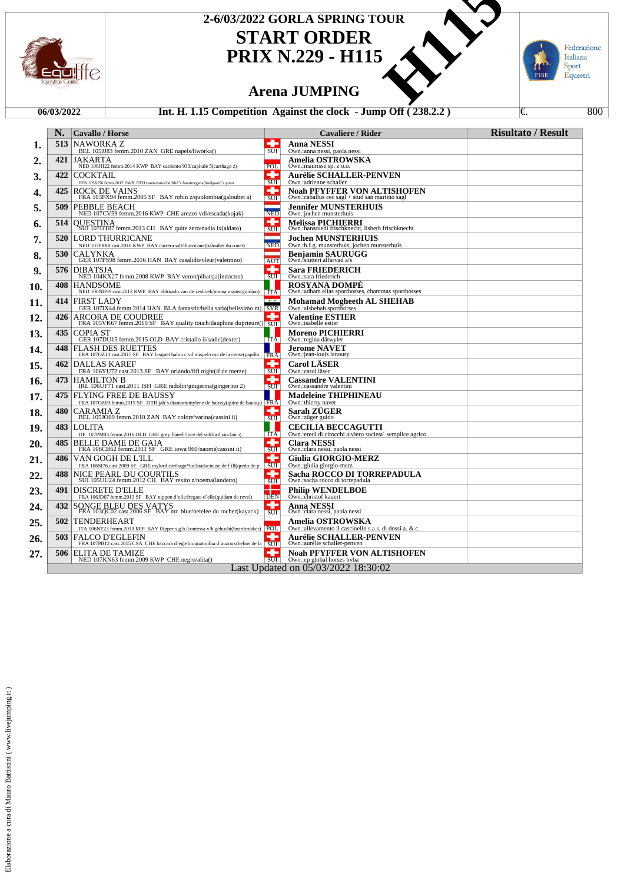# 2-6/03/2022 GORLA SPRING TOUR

## START ORDER

## PRIX N.229 - H115

H115

### Arena JUMPING

Federazione Italiana Sport Equestri

FISE

**06/03/2022** — **Int. H. 1.15 Competition Against the clock - Jump Off ( 238.2.2 )** — €. 800

| | N. | Cavallo / Horse | | Cavaliere / Rider | Risultato / Result |
|---|---|---|---|---|---|
| 1. | 513 | NAWORKA Z<br>BEL 105JJ83 femm.2010 ZAN GRE napels/liworka() | SUI | Anna NESSI<br>Own.:anna nessi, paola nessi | |
| 2. | 421 | JAKARTA<br>NED 106JH22 femm.2014 KWP BAY cardento 933/capitale 5(carthago z) | POL | Amelia OSTROWSKA<br>Own.:maurisse sp. z o.o. | |
| 3. | 422 | COCKTAIL<br>DEN 105XI56 femm.2012 DWB OTH cannavaros/faithful's fatamorgana(hoelgaard's youn | SUI | Aurélie SCHALLER-PENVEN<br>Own.:adrienne schaller | |
| 4. | 425 | ROCK DE VAINS<br>FRA 103FX94 femm.2005 SF BAY robin z/quolombia(galoubet a) | SUI | Noah PFYFFER VON ALTISHOFEN<br>Own.:caballus cec sagl + stud san martino sagl | |
| 5. | 509 | PEBBLE BEACH<br>NED 107CV59 femm.2016 KWP CHE arezzo vdl/escada(kojak) | NED | Jennifer MUNSTERHUIS<br>Own.:jochen munsterhuis | |
| 6. | 514 | QUESTINA<br>SUI 107DT87 femm.2013 CH BAY quite zero/nadia ix(aldato) | SUI | Melissa PICHIERRI<br>Own.:hansruedi frischknecht, lisbeth frischknecht | |
| 7. | 520 | LORD THURRICANE<br>NED 107PR88 cast.2016 KWP BAY carrera vdl/thurricane(baloubet du rouet) | NED | Jochen MUNSTERHUIS<br>Own.:b.f.g. munsterhuis, jochen munsterhuis | |
| 8. | 530 | CALYNKA<br>GER 107PS98 femm.2016 HAN BAY casalido/vleur(valentino) | AUT | Benjamin SAURUGG<br>Own.:stutteri alfarvad a/s | |
| 9. | 576 | DIBATSJA<br>NED 104KX27 femm.2008 KWP BAY veron/pibatsja(indoctro) | SUI | Sara FRIEDERICH<br>Own.:sara friederich | |
| 10. | 408 | HANDSOME<br>NED 106NH99 cast.2012 KWP BAY eldorado van de zeshoek/nonna manis(guidam) | ITA | ROSYANA DOMPÈ<br>Own.:adham elias sporthorses, chammas sporthorses | |
| 11. | 414 | FIRST LADY<br>GER 107IX44 femm.2014 HAN BLA fantastic/bella saria(belissimo m) | SYR | Mohamad Mogheeth AL SHEHAB<br>Own.:alshehab sporthorses | |
| 12. | 426 | ARCORA DE COUDREE<br>FRA 105VK67 femm.2010 SF BAY quality touch/dauphine duprieure() | SUI | Valentine ESTIER<br>Own.:isabelle estier | |
| 13. | 435 | COPIA ST<br>GER 107DU15 femm.2015 OLD BAY cristallo ii/sadie(dexter) | ITA | Moreno PICHIERRI<br>Own.:regina dätwyler | |
| 14. | 448 | FLASH DES RUETTES<br>FRA 107OZ13 cast.2015 SF BAY bisquet balou c vd mispel/rosa de la cense(papillo | FRA | Jerome NAVET<br>Own.:jean-louis lenoury | |
| 15. | 462 | DALLAS KAREF<br>FRA 106YU72 cast.2013 SF BAY orlando/fifi night(if de merze) | SUI | Carol LÄSER<br>Own.:carol läser | |
| 16. | 473 | HAMILTON B<br>IRL 106UF71 cast.2011 ISH GRE radolin/gingerina(gingerino 2) | SUI | Cassandre VALENTINI<br>Own.:cassandre valentini | |
| 17. | 475 | FLYING FREE DE BAUSSY<br>FRA 107OZ09 femm.2015 SF OTH jah's diamant/mylene de baussy(quito de baussy) | FRA | Madeleine THIPHINEAU<br>Own.:thierry navet | |
| 18. | 480 | CARAMIA Z<br>BEL 105JO09 femm.2010 ZAN BAY colore/varina(cassini ii) | SUI | Sarah ZÜGER<br>Own.:züger guido | |
| 19. | 483 | LOLITA<br>DE 107PM03 femm.2016 OLD GRE grey flanell/luce del sol(lord sinclair i) | ITA | CECILIA BECCAGUTTI<br>Own.:eredi di cirocchi alviero societa' semplice agrico | |
| 20. | 485 | BELLE DAME DE GAIA<br>FRA 106CB62 femm.2011 SF GRE iowa 960/naomi(cassini ii) | SUI | Clara NESSI<br>Own.:clara nessi, paola nessi | |
| 21. | 486 | VAN GOGH DE L'ILL<br>FRA 106SI76 cast.2009 SF GRE mylord carthago*hn/laudacieuse de l'ill(qredo de p | SUI | Giulia GIORGIO-MERZ<br>Own.:giulia giorgio-merz | |
| 22. | 488 | NICE PEARL DU COURTILS<br>SUI 105UU24 femm.2012 CH BAY rexito z/noema(landetto) | SUI | Sacha ROCCO DI TORREPADULA<br>Own.:sacha rocco di torrepadula | |
| 23. | 491 | DISCRETE D'ELLE<br>FRA 106JD67 femm.2013 SF BAY nippon d'elle/fregate d'elle(quidam de revel) | DEN | Philip WENDELBOE<br>Own.:christof kauert | |
| 24. | 432 | SONGE BLEU DES VATYS<br>FRA 103QC02 cast.2006 SF BAY mr. blue/betelee du rocher(kayack) | SUI | Anna NESSI<br>Own.:clara nessi, paola nessi | |
| 25. | 502 | TENDERHEART<br>ITA 106NT23 femm.2013 MIP BAY flipper s.g.h./contessa v/h gehucht(heartbreaker) | POL | Amelia OSTROWSKA<br>Own.:allevamento il cascinello s.a.s. di dossi a. & c. | |
| 26. | 503 | FALCO D'EGLEFIN<br>FRA 107PB12 cast.2015 CSA CHE baccara d'eglefin/quatoubia d'auzoux(helios de la | SUI | Aurélie SCHALLER-PENVEN<br>Own.:aurélie schaller-penven | |
| 27. | 506 | ELITA DE TAMIZE<br>NED 107KN63 femm.2009 KWP CHE negro/alita() | SUI | Noah PFYFFER VON ALTISHOFEN<br>Own.:cp global horses bvba | |

Last Updated on 05/03/2022 18:30:02

Elaborazione a cura di Mauro Battistini ( www.livejumping.it )